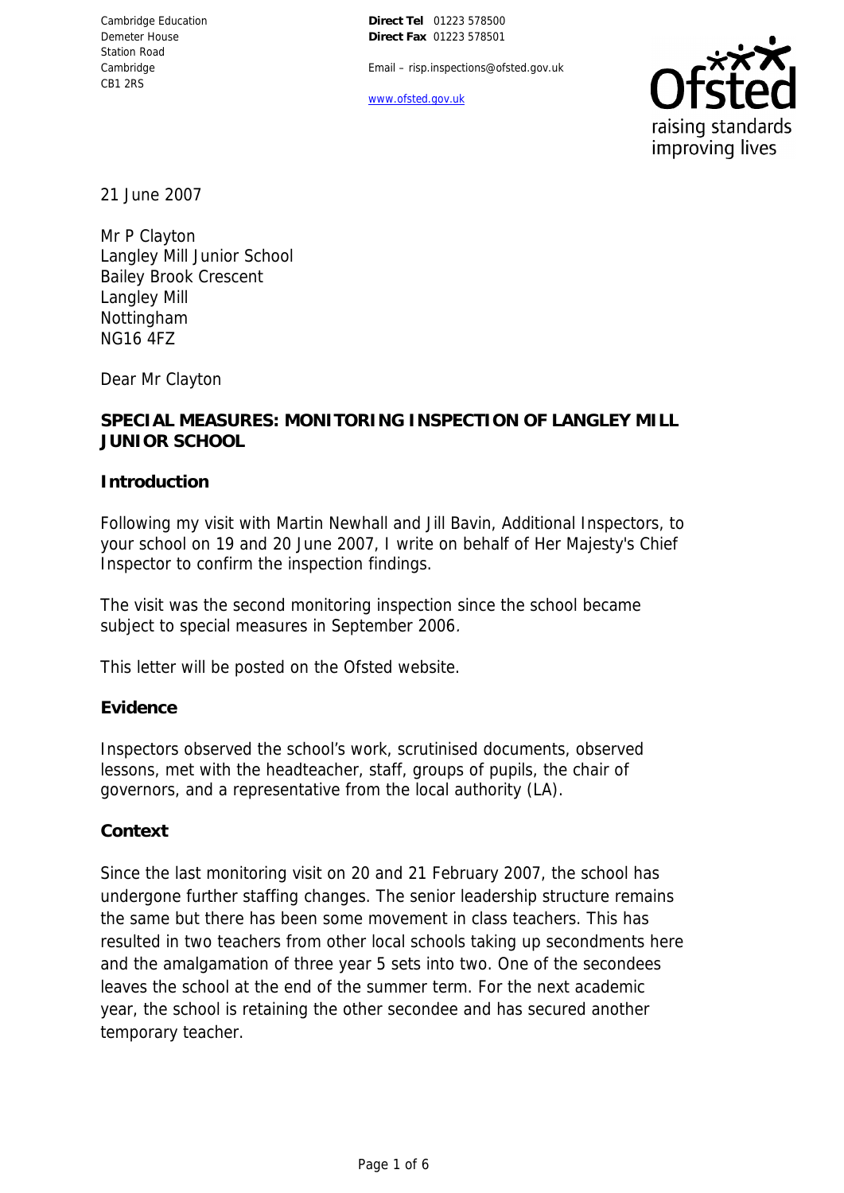Cambridge Education
Demeter House
Station Road
Cambridge
CB1 2RS

**Direct Tel** 01223 578500
**Direct Fax** 01223 578501

Email – risp.inspections@ofsted.gov.uk

www.ofsted.gov.uk

21 June 2007

Mr P Clayton
Langley Mill Junior School
Bailey Brook Crescent
Langley Mill
Nottingham
NG16 4FZ

Dear Mr Clayton

**SPECIAL MEASURES: MONITORING INSPECTION OF LANGLEY MILL JUNIOR SCHOOL**

## Introduction

Following my visit with Martin Newhall and Jill Bavin, Additional Inspectors, to your school on 19 and 20 June 2007, I write on behalf of Her Majesty's Chief Inspector to confirm the inspection findings.

The visit was the second monitoring inspection since the school became subject to special measures in September 2006.

This letter will be posted on the Ofsted website.

## Evidence

Inspectors observed the school's work, scrutinised documents, observed lessons, met with the headteacher, staff, groups of pupils, the chair of governors, and a representative from the local authority (LA).

## Context

Since the last monitoring visit on 20 and 21 February 2007, the school has undergone further staffing changes. The senior leadership structure remains the same but there has been some movement in class teachers. This has resulted in two teachers from other local schools taking up secondments here and the amalgamation of three year 5 sets into two. One of the secondees leaves the school at the end of the summer term. For the next academic year, the school is retaining the other secondee and has secured another temporary teacher.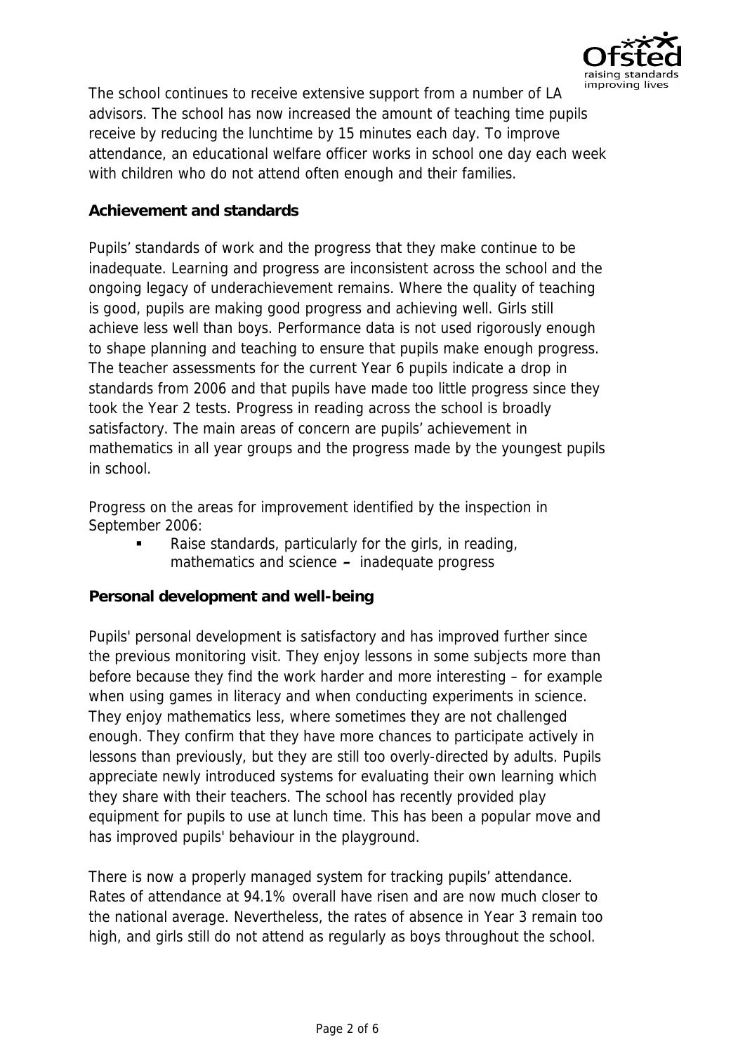The school continues to receive extensive support from a number of LA advisors. The school has now increased the amount of teaching time pupils receive by reducing the lunchtime by 15 minutes each day. To improve attendance, an educational welfare officer works in school one day each week with children who do not attend often enough and their families.

**Achievement and standards**

Pupils' standards of work and the progress that they make continue to be inadequate. Learning and progress are inconsistent across the school and the ongoing legacy of underachievement remains. Where the quality of teaching is good, pupils are making good progress and achieving well. Girls still achieve less well than boys. Performance data is not used rigorously enough to shape planning and teaching to ensure that pupils make enough progress. The teacher assessments for the current Year 6 pupils indicate a drop in standards from 2006 and that pupils have made too little progress since they took the Year 2 tests. Progress in reading across the school is broadly satisfactory. The main areas of concern are pupils' achievement in mathematics in all year groups and the progress made by the youngest pupils in school.

Progress on the areas for improvement identified by the inspection in September 2006:

- Raise standards, particularly for the girls, in reading, mathematics and science – inadequate progress

**Personal development and well-being**

Pupils' personal development is satisfactory and has improved further since the previous monitoring visit. They enjoy lessons in some subjects more than before because they find the work harder and more interesting – for example when using games in literacy and when conducting experiments in science. They enjoy mathematics less, where sometimes they are not challenged enough. They confirm that they have more chances to participate actively in lessons than previously, but they are still too overly-directed by adults. Pupils appreciate newly introduced systems for evaluating their own learning which they share with their teachers. The school has recently provided play equipment for pupils to use at lunch time. This has been a popular move and has improved pupils' behaviour in the playground.

There is now a properly managed system for tracking pupils' attendance. Rates of attendance at 94.1% overall have risen and are now much closer to the national average. Nevertheless, the rates of absence in Year 3 remain too high, and girls still do not attend as regularly as boys throughout the school.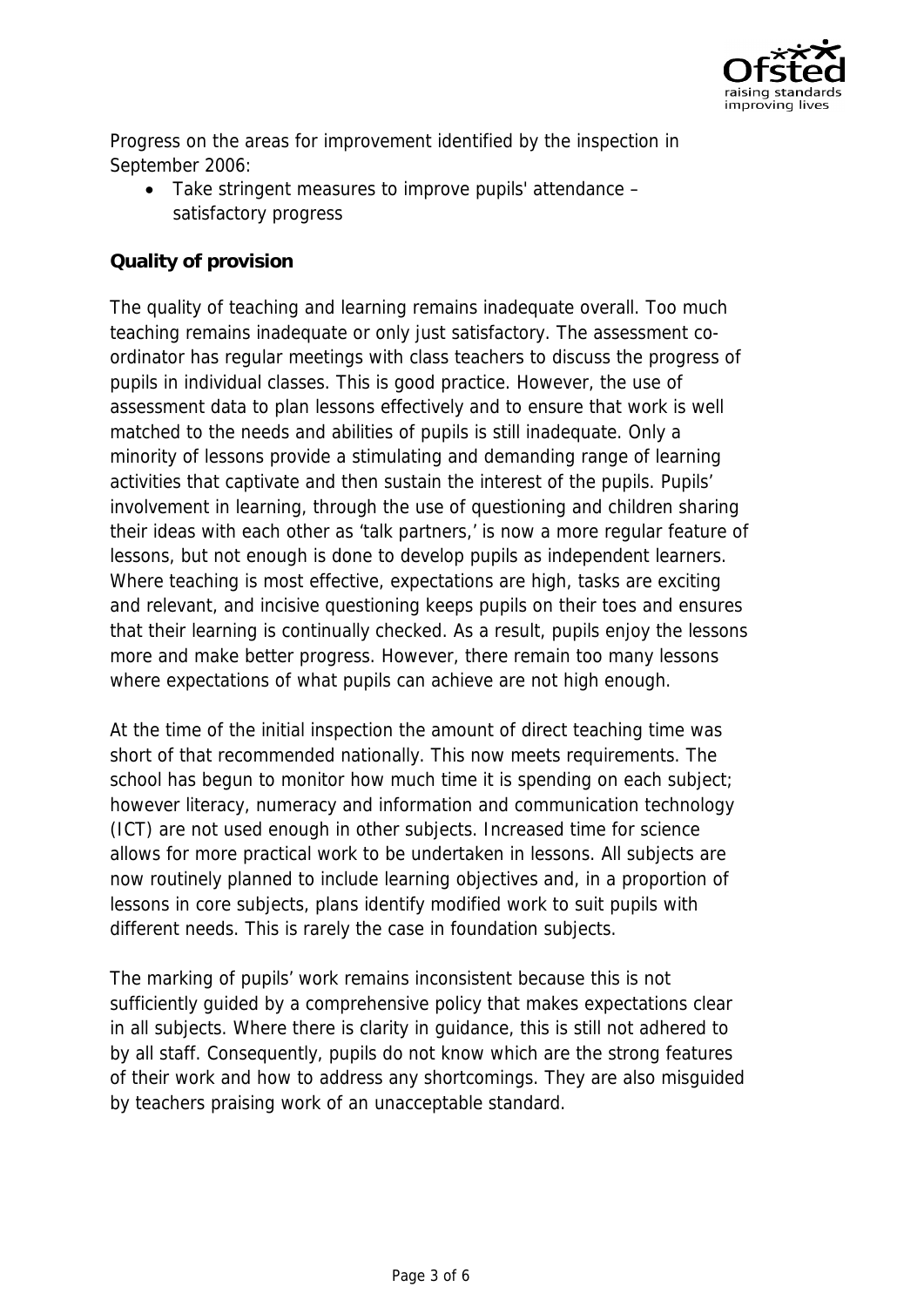Progress on the areas for improvement identified by the inspection in September 2006:

- Take stringent measures to improve pupils' attendance – satisfactory progress

**Quality of provision**

The quality of teaching and learning remains inadequate overall. Too much teaching remains inadequate or only just satisfactory. The assessment co-ordinator has regular meetings with class teachers to discuss the progress of pupils in individual classes. This is good practice. However, the use of assessment data to plan lessons effectively and to ensure that work is well matched to the needs and abilities of pupils is still inadequate. Only a minority of lessons provide a stimulating and demanding range of learning activities that captivate and then sustain the interest of the pupils. Pupils' involvement in learning, through the use of questioning and children sharing their ideas with each other as 'talk partners,' is now a more regular feature of lessons, but not enough is done to develop pupils as independent learners. Where teaching is most effective, expectations are high, tasks are exciting and relevant, and incisive questioning keeps pupils on their toes and ensures that their learning is continually checked. As a result, pupils enjoy the lessons more and make better progress. However, there remain too many lessons where expectations of what pupils can achieve are not high enough.

At the time of the initial inspection the amount of direct teaching time was short of that recommended nationally. This now meets requirements. The school has begun to monitor how much time it is spending on each subject; however literacy, numeracy and information and communication technology (ICT) are not used enough in other subjects. Increased time for science allows for more practical work to be undertaken in lessons. All subjects are now routinely planned to include learning objectives and, in a proportion of lessons in core subjects, plans identify modified work to suit pupils with different needs. This is rarely the case in foundation subjects.

The marking of pupils' work remains inconsistent because this is not sufficiently guided by a comprehensive policy that makes expectations clear in all subjects. Where there is clarity in guidance, this is still not adhered to by all staff. Consequently, pupils do not know which are the strong features of their work and how to address any shortcomings. They are also misguided by teachers praising work of an unacceptable standard.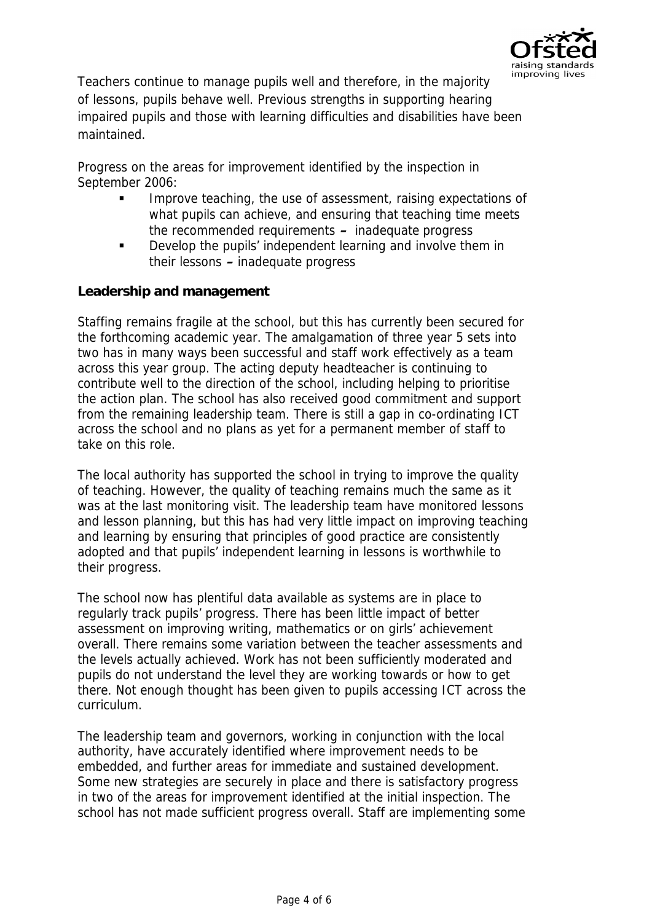Teachers continue to manage pupils well and therefore, in the majority of lessons, pupils behave well. Previous strengths in supporting hearing impaired pupils and those with learning difficulties and disabilities have been maintained.

Progress on the areas for improvement identified by the inspection in September 2006:

- Improve teaching, the use of assessment, raising expectations of what pupils can achieve, and ensuring that teaching time meets the recommended requirements **–** inadequate progress
- Develop the pupils' independent learning and involve them in their lessons **–** inadequate progress

**Leadership and management**

Staffing remains fragile at the school, but this has currently been secured for the forthcoming academic year. The amalgamation of three year 5 sets into two has in many ways been successful and staff work effectively as a team across this year group. The acting deputy headteacher is continuing to contribute well to the direction of the school, including helping to prioritise the action plan. The school has also received good commitment and support from the remaining leadership team. There is still a gap in co-ordinating ICT across the school and no plans as yet for a permanent member of staff to take on this role.

The local authority has supported the school in trying to improve the quality of teaching. However, the quality of teaching remains much the same as it was at the last monitoring visit. The leadership team have monitored lessons and lesson planning, but this has had very little impact on improving teaching and learning by ensuring that principles of good practice are consistently adopted and that pupils' independent learning in lessons is worthwhile to their progress.

The school now has plentiful data available as systems are in place to regularly track pupils' progress. There has been little impact of better assessment on improving writing, mathematics or on girls' achievement overall. There remains some variation between the teacher assessments and the levels actually achieved. Work has not been sufficiently moderated and pupils do not understand the level they are working towards or how to get there. Not enough thought has been given to pupils accessing ICT across the curriculum.

The leadership team and governors, working in conjunction with the local authority, have accurately identified where improvement needs to be embedded, and further areas for immediate and sustained development. Some new strategies are securely in place and there is satisfactory progress in two of the areas for improvement identified at the initial inspection. The school has not made sufficient progress overall. Staff are implementing some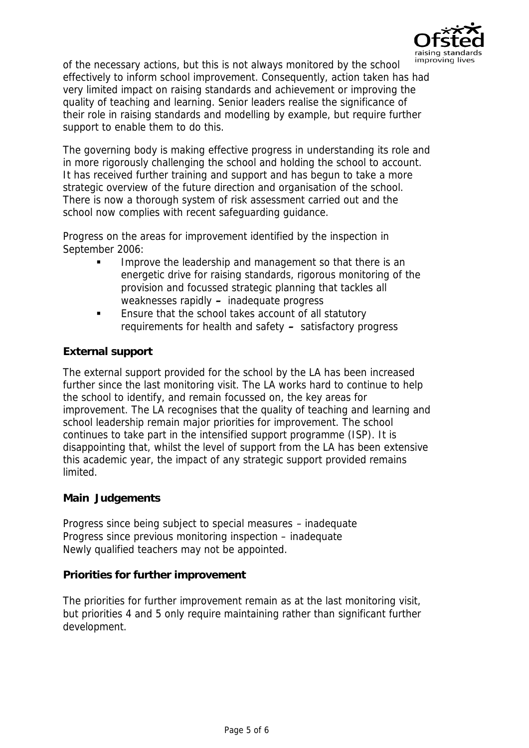of the necessary actions, but this is not always monitored by the school effectively to inform school improvement. Consequently, action taken has had very limited impact on raising standards and achievement or improving the quality of teaching and learning. Senior leaders realise the significance of their role in raising standards and modelling by example, but require further support to enable them to do this.

The governing body is making effective progress in understanding its role and in more rigorously challenging the school and holding the school to account. It has received further training and support and has begun to take a more strategic overview of the future direction and organisation of the school. There is now a thorough system of risk assessment carried out and the school now complies with recent safeguarding guidance.

Progress on the areas for improvement identified by the inspection in September 2006:

- Improve the leadership and management so that there is an energetic drive for raising standards, rigorous monitoring of the provision and focussed strategic planning that tackles all weaknesses rapidly – inadequate progress
- Ensure that the school takes account of all statutory requirements for health and safety – satisfactory progress

**External support**

The external support provided for the school by the LA has been increased further since the last monitoring visit. The LA works hard to continue to help the school to identify, and remain focussed on, the key areas for improvement. The LA recognises that the quality of teaching and learning and school leadership remain major priorities for improvement. The school continues to take part in the intensified support programme (ISP). It is disappointing that, whilst the level of support from the LA has been extensive this academic year, the impact of any strategic support provided remains limited.

**Main Judgements**

Progress since being subject to special measures – inadequate
Progress since previous monitoring inspection – inadequate
Newly qualified teachers may not be appointed.

**Priorities for further improvement**

The priorities for further improvement remain as at the last monitoring visit, but priorities 4 and 5 only require maintaining rather than significant further development.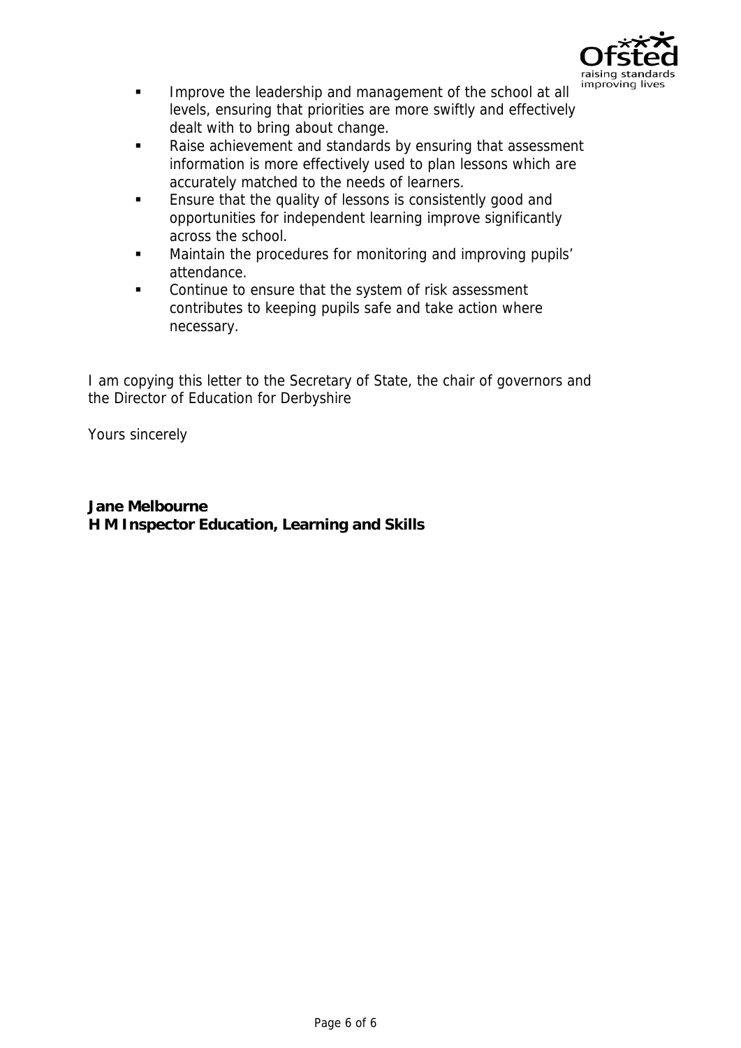- Improve the leadership and management of the school at all levels, ensuring that priorities are more swiftly and effectively dealt with to bring about change.
- Raise achievement and standards by ensuring that assessment information is more effectively used to plan lessons which are accurately matched to the needs of learners.
- Ensure that the quality of lessons is consistently good and opportunities for independent learning improve significantly across the school.
- Maintain the procedures for monitoring and improving pupils' attendance.
- Continue to ensure that the system of risk assessment contributes to keeping pupils safe and take action where necessary.

I am copying this letter to the Secretary of State, the chair of governors and the Director of Education for Derbyshire

Yours sincerely

**Jane Melbourne**
**H M Inspector Education, Learning and Skills**